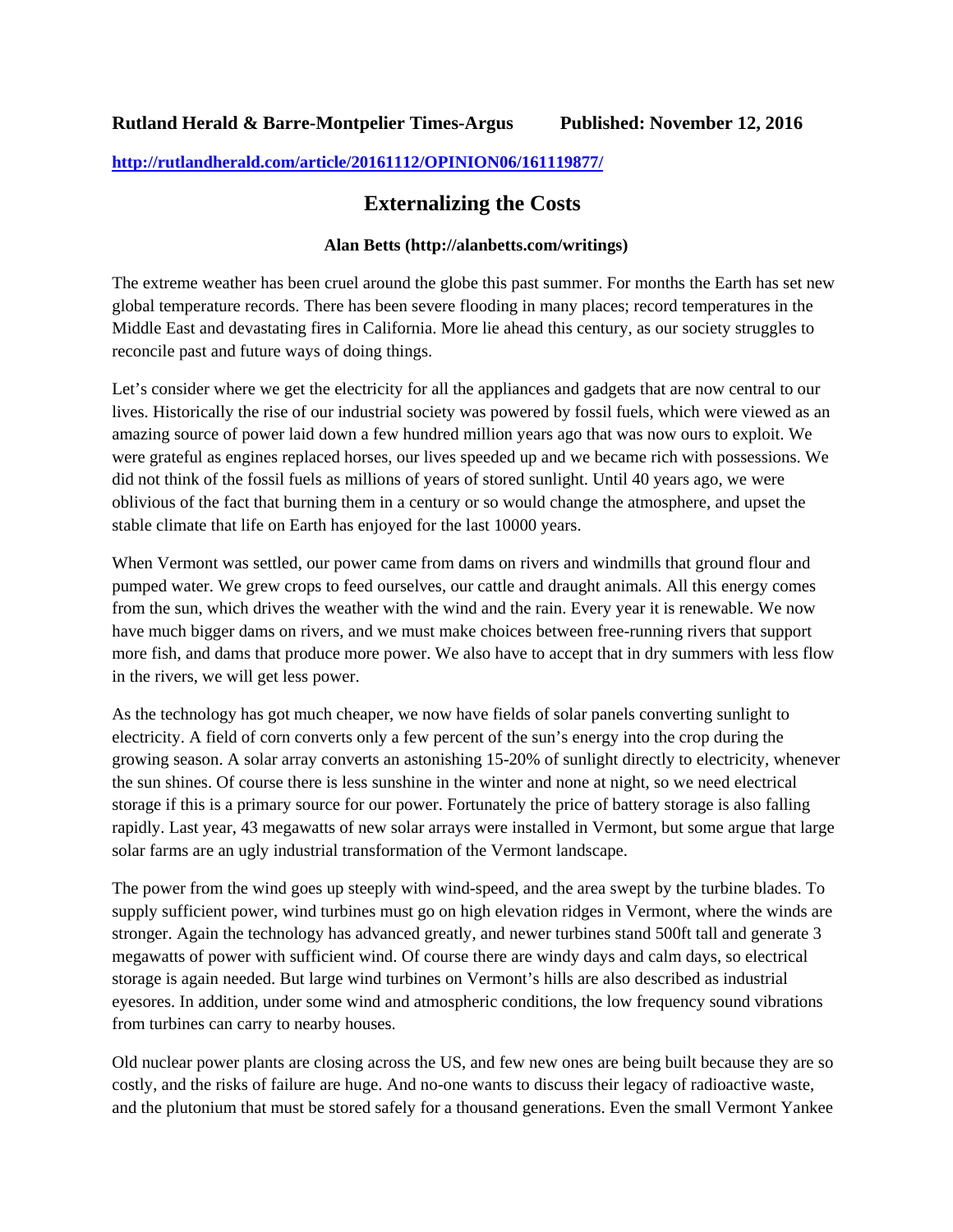**Rutland Herald & Barre-Montpelier Times-Argus Published: November 12, 2016**

http://rutlandherald.com/article/20161112/OPINION06/161119877/

# Externalizing the Costs

**Alan Betts (http://alanbetts.com/writings)**

The extreme weather has been cruel around the globe this past summer. For months the Earth has set new global temperature records. There has been severe flooding in many places; record temperatures in the Middle East and devastating fires in California. More lie ahead this century, as our society struggles to reconcile past and future ways of doing things.

Let's consider where we get the electricity for all the appliances and gadgets that are now central to our lives. Historically the rise of our industrial society was powered by fossil fuels, which were viewed as an amazing source of power laid down a few hundred million years ago that was now ours to exploit. We were grateful as engines replaced horses, our lives speeded up and we became rich with possessions. We did not think of the fossil fuels as millions of years of stored sunlight. Until 40 years ago, we were oblivious of the fact that burning them in a century or so would change the atmosphere, and upset the stable climate that life on Earth has enjoyed for the last 10000 years.

When Vermont was settled, our power came from dams on rivers and windmills that ground flour and pumped water. We grew crops to feed ourselves, our cattle and draught animals. All this energy comes from the sun, which drives the weather with the wind and the rain. Every year it is renewable. We now have much bigger dams on rivers, and we must make choices between free-running rivers that support more fish, and dams that produce more power. We also have to accept that in dry summers with less flow in the rivers, we will get less power.

As the technology has got much cheaper, we now have fields of solar panels converting sunlight to electricity. A field of corn converts only a few percent of the sun's energy into the crop during the growing season. A solar array converts an astonishing 15-20% of sunlight directly to electricity, whenever the sun shines. Of course there is less sunshine in the winter and none at night, so we need electrical storage if this is a primary source for our power. Fortunately the price of battery storage is also falling rapidly. Last year, 43 megawatts of new solar arrays were installed in Vermont, but some argue that large solar farms are an ugly industrial transformation of the Vermont landscape.

The power from the wind goes up steeply with wind-speed, and the area swept by the turbine blades. To supply sufficient power, wind turbines must go on high elevation ridges in Vermont, where the winds are stronger. Again the technology has advanced greatly, and newer turbines stand 500ft tall and generate 3 megawatts of power with sufficient wind. Of course there are windy days and calm days, so electrical storage is again needed. But large wind turbines on Vermont's hills are also described as industrial eyesores. In addition, under some wind and atmospheric conditions, the low frequency sound vibrations from turbines can carry to nearby houses.

Old nuclear power plants are closing across the US, and few new ones are being built because they are so costly, and the risks of failure are huge. And no-one wants to discuss their legacy of radioactive waste, and the plutonium that must be stored safely for a thousand generations. Even the small Vermont Yankee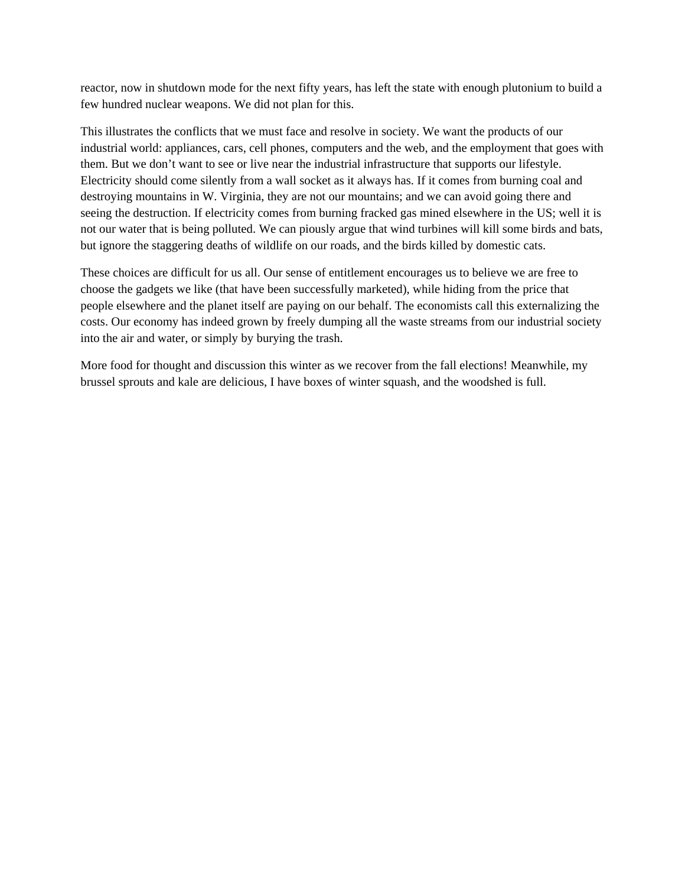reactor, now in shutdown mode for the next fifty years, has left the state with enough plutonium to build a few hundred nuclear weapons. We did not plan for this.

This illustrates the conflicts that we must face and resolve in society. We want the products of our industrial world: appliances, cars, cell phones, computers and the web, and the employment that goes with them. But we don't want to see or live near the industrial infrastructure that supports our lifestyle. Electricity should come silently from a wall socket as it always has. If it comes from burning coal and destroying mountains in W. Virginia, they are not our mountains; and we can avoid going there and seeing the destruction. If electricity comes from burning fracked gas mined elsewhere in the US; well it is not our water that is being polluted. We can piously argue that wind turbines will kill some birds and bats, but ignore the staggering deaths of wildlife on our roads, and the birds killed by domestic cats.

These choices are difficult for us all. Our sense of entitlement encourages us to believe we are free to choose the gadgets we like (that have been successfully marketed), while hiding from the price that people elsewhere and the planet itself are paying on our behalf. The economists call this externalizing the costs. Our economy has indeed grown by freely dumping all the waste streams from our industrial society into the air and water, or simply by burying the trash.

More food for thought and discussion this winter as we recover from the fall elections! Meanwhile, my brussel sprouts and kale are delicious, I have boxes of winter squash, and the woodshed is full.